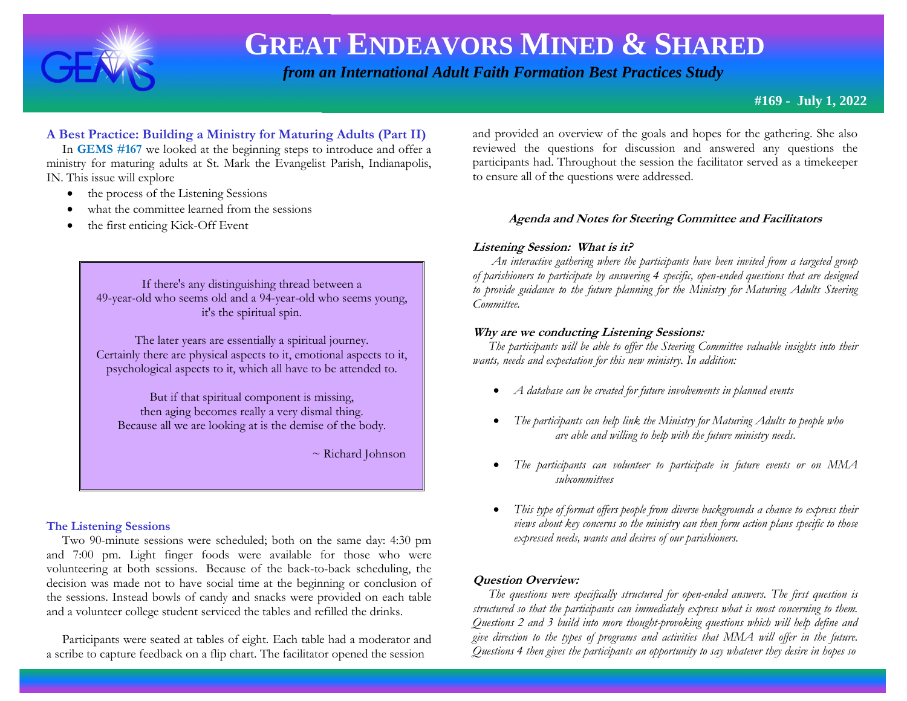# GREAT ENDEAVORS MINED & SHARED

*from an International Adult Faith Formation Best Practices Study*

**#169 - July 1, 2022**

## A Best Practice: Building a Ministry for Maturing Adults (Part II)

In **GEMS #167** we looked at the beginning steps to introduce and offer a ministry for maturing adults at St. Mark the Evangelist Parish, Indianapolis, IN. This issue will explore

- the process of the Listening Sessions
- what the committee learned from the sessions
- the first enticing Kick-Off Event

> If there's any distinguishing thread between a 49-year-old who seems old and a 94-year-old who seems young, it's the spiritual spin.
>
> The later years are essentially a spiritual journey. Certainly there are physical aspects to it, emotional aspects to it, psychological aspects to it, which all have to be attended to.
>
> But if that spiritual component is missing, then aging becomes really a very dismal thing. Because all we are looking at is the demise of the body.
>
> ~ Richard Johnson

### The Listening Sessions

Two 90-minute sessions were scheduled; both on the same day: 4:30 pm and 7:00 pm. Light finger foods were available for those who were volunteering at both sessions. Because of the back-to-back scheduling, the decision was made not to have social time at the beginning or conclusion of the sessions. Instead bowls of candy and snacks were provided on each table and a volunteer college student serviced the tables and refilled the drinks.

Participants were seated at tables of eight. Each table had a moderator and a scribe to capture feedback on a flip chart. The facilitator opened the session and provided an overview of the goals and hopes for the gathering. She also reviewed the questions for discussion and answered any questions the participants had. Throughout the session the facilitator served as a timekeeper to ensure all of the questions were addressed.

#### *Agenda and Notes for Steering Committee and Facilitators*

***Listening Session: What is it?***

*An interactive gathering where the participants have been invited from a targeted group of parishioners to participate by answering 4 specific, open-ended questions that are designed to provide guidance to the future planning for the Ministry for Maturing Adults Steering Committee.*

***Why are we conducting Listening Sessions:***

*The participants will be able to offer the Steering Committee valuable insights into their wants, needs and expectation for this new ministry. In addition:*

- *A database can be created for future involvements in planned events*
- *The participants can help link the Ministry for Maturing Adults to people who are able and willing to help with the future ministry needs.*
- *The participants can volunteer to participate in future events or on MMA subcommittees*
- *This type of format offers people from diverse backgrounds a chance to express their views about key concerns so the ministry can then form action plans specific to those expressed needs, wants and desires of our parishioners.*

***Question Overview:***

*The questions were specifically structured for open-ended answers. The first question is structured so that the participants can immediately express what is most concerning to them. Questions 2 and 3 build into more thought-provoking questions which will help define and give direction to the types of programs and activities that MMA will offer in the future. Questions 4 then gives the participants an opportunity to say whatever they desire in hopes so*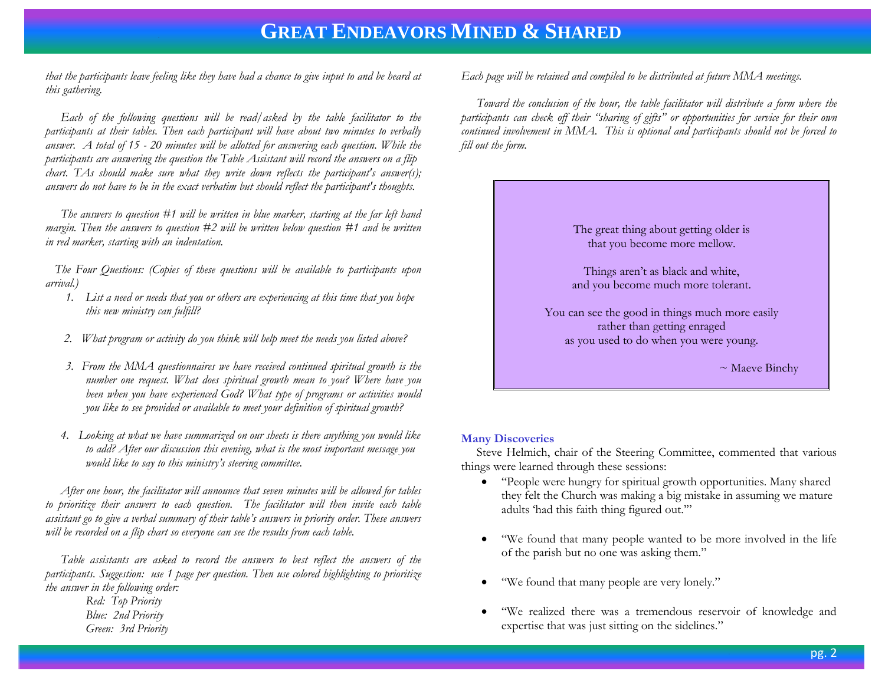*that the participants leave feeling like they have had a chance to give input to and be heard at this gathering.*

*Each of the following questions will be read/asked by the table facilitator to the participants at their tables. Then each participant will have about two minutes to verbally answer. A total of 15 - 20 minutes will be allotted for answering each question. While the participants are answering the question the Table Assistant will record the answers on a flip chart. TAs should make sure what they write down reflects the participant's answer(s); answers do not have to be in the exact verbatim but should reflect the participant's thoughts.*

*The answers to question #1 will be written in blue marker, starting at the far left hand margin. Then the answers to question #2 will be written below question #1 and be written in red marker, starting with an indentation.*

*The Four Questions: (Copies of these questions will be available to participants upon arrival.)*

1. *List a need or needs that you or others are experiencing at this time that you hope this new ministry can fulfill?*
2. *What program or activity do you think will help meet the needs you listed above?*
3. *From the MMA questionnaires we have received continued spiritual growth is the number one request. What does spiritual growth mean to you? Where have you been when you have experienced God? What type of programs or activities would you like to see provided or available to meet your definition of spiritual growth?*
4. *Looking at what we have summarized on our sheets is there anything you would like to add? After our discussion this evening, what is the most important message you would like to say to this ministry's steering committee.*

*After one hour, the facilitator will announce that seven minutes will be allowed for tables to prioritize their answers to each question. The facilitator will then invite each table assistant go to give a verbal summary of their table's answers in priority order. These answers will be recorded on a flip chart so everyone can see the results from each table.*

*Table assistants are asked to record the answers to best reflect the answers of the participants. Suggestion: use 1 page per question. Then use colored highlighting to prioritize the answer in the following order:*

*Red: Top Priority*
*Blue: 2nd Priority*
*Green: 3rd Priority*

*Each page will be retained and compiled to be distributed at future MMA meetings.*

*Toward the conclusion of the hour, the table facilitator will distribute a form where the participants can check off their "sharing of gifts" or opportunities for service for their own continued involvement in MMA. This is optional and participants should not be forced to fill out the form.*

> The great thing about getting older is
> that you become more mellow.
>
> Things aren't as black and white,
> and you become much more tolerant.
>
> You can see the good in things much more easily
> rather than getting enraged
> as you used to do when you were young.
>
> ~ Maeve Binchy

### Many Discoveries

Steve Helmich, chair of the Steering Committee, commented that various things were learned through these sessions:

- "People were hungry for spiritual growth opportunities. Many shared they felt the Church was making a big mistake in assuming we mature adults 'had this faith thing figured out.'"
- "We found that many people wanted to be more involved in the life of the parish but no one was asking them."
- "We found that many people are very lonely."
- "We realized there was a tremendous reservoir of knowledge and expertise that was just sitting on the sidelines."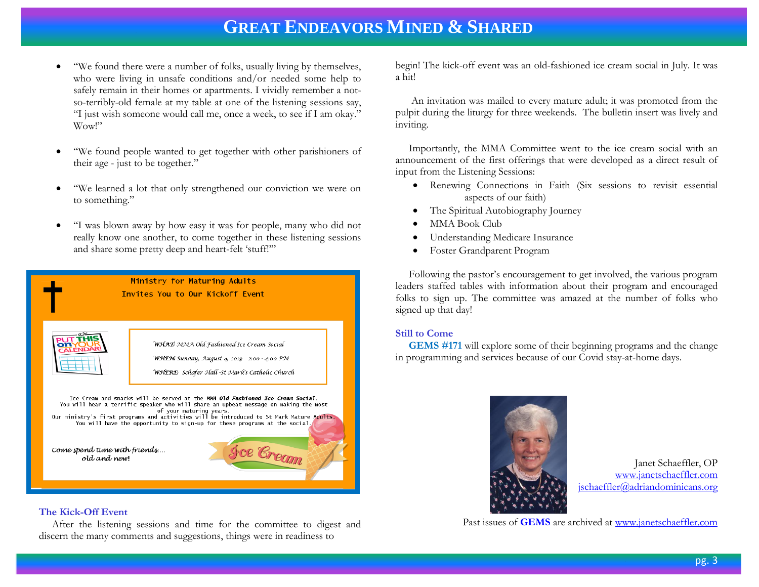- "We found there were a number of folks, usually living by themselves, who were living in unsafe conditions and/or needed some help to safely remain in their homes or apartments. I vividly remember a not-so-terribly-old female at my table at one of the listening sessions say, "I just wish someone would call me, once a week, to see if I am okay." Wow!"

- "We found people wanted to get together with other parishioners of their age - just to be together."

- "We learned a lot that only strengthened our conviction we were on to something."

- "I was blown away by how easy it was for people, many who did not really know one another, to come together in these listening sessions and share some pretty deep and heart-felt 'stuff!'"

Ministry for Maturing Adults
Invites You to Our Kickoff Event

PUT THIS on YOUR CALENDAR!

WHAT: MMA Old Fashioned Ice Cream Social
WHEN: Sunday, August 4, 2019 2:00 - 4:00 PM
WHERE: Schafer Hall -St Mark's Catholic Church

Ice Cream and snacks will be served at the ***MMA Old Fashioned Ice Cream Social***.
You will hear a terrific speaker who will share an upbeat message on making the most of your maturing years.
Our ministry's first programs and activities will be introduced to St Mark Mature Adults.
You will have the opportunity to sign-up for these programs at the social.

*Come spend time with friends… old and new!*

Ice Cream

### The Kick-Off Event

After the listening sessions and time for the committee to digest and discern the many comments and suggestions, things were in readiness to begin! The kick-off event was an old-fashioned ice cream social in July. It was a hit!

An invitation was mailed to every mature adult; it was promoted from the pulpit during the liturgy for three weekends. The bulletin insert was lively and inviting.

Importantly, the MMA Committee went to the ice cream social with an announcement of the first offerings that were developed as a direct result of input from the Listening Sessions:

- Renewing Connections in Faith (Six sessions to revisit essential aspects of our faith)
- The Spiritual Autobiography Journey
- MMA Book Club
- Understanding Medicare Insurance
- Foster Grandparent Program

Following the pastor's encouragement to get involved, the various program leaders staffed tables with information about their program and encouraged folks to sign up. The committee was amazed at the number of folks who signed up that day!

### Still to Come

**GEMS #171** will explore some of their beginning programs and the change in programming and services because of our Covid stay-at-home days.

Janet Schaeffler, OP
www.janetschaeffler.com
jschaeffler@adriandominicans.org

Past issues of **GEMS** are archived at www.janetschaeffler.com